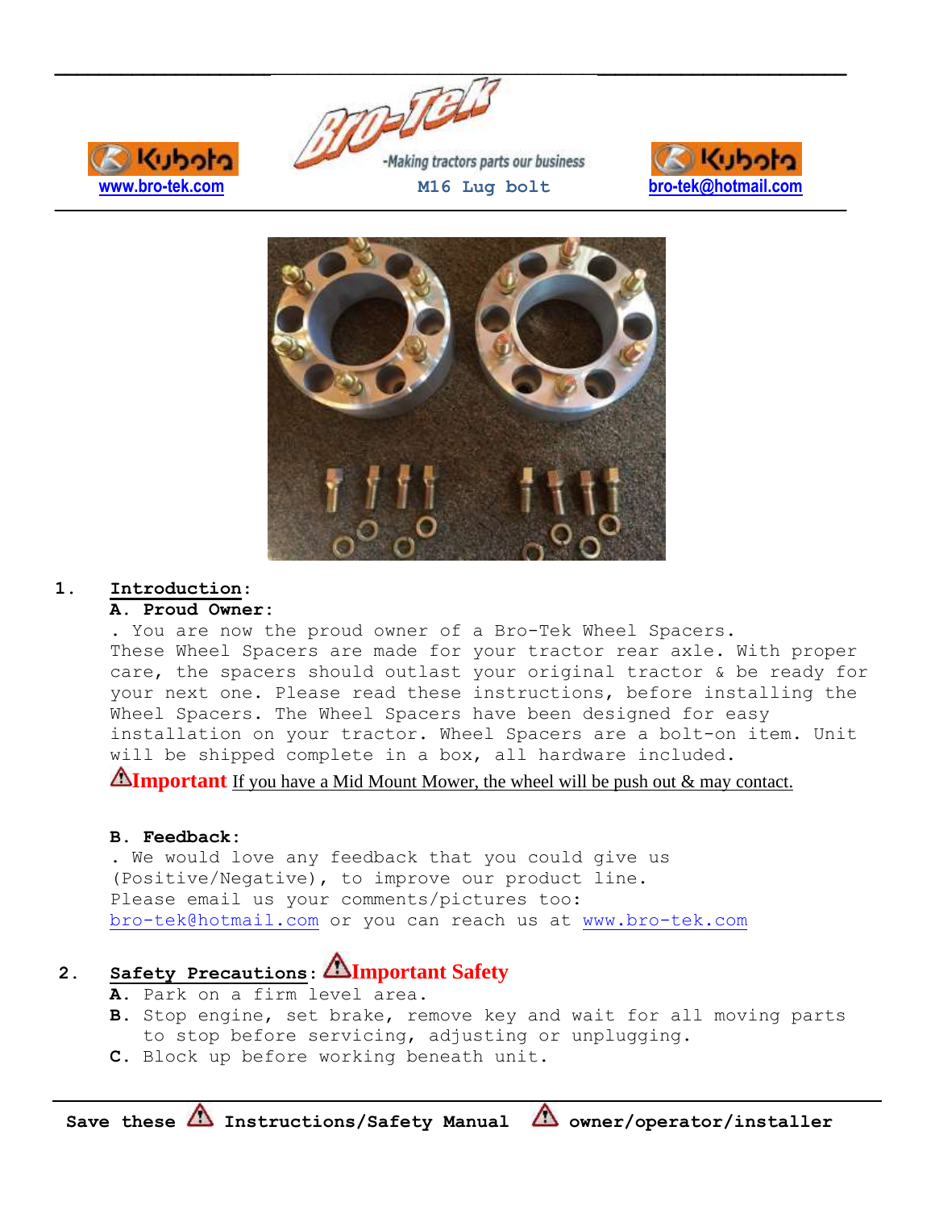www.bro-tek.com

-Making tractors parts our business

M16 Lug bolt

bro-tek@hotmail.com

1. **Introduction:**

   **A. Proud Owner:**

   . You are now the proud owner of a Bro-Tek Wheel Spacers. These Wheel Spacers are made for your tractor rear axle. With proper care, the spacers should outlast your original tractor & be ready for your next one. Please read these instructions, before installing the Wheel Spacers. The Wheel Spacers have been designed for easy installation on your tractor. Wheel Spacers are a bolt-on item. Unit will be shipped complete in a box, all hardware included.

   ⚠**Important** If you have a Mid Mount Mower, the wheel will be push out & may contact.

   **B. Feedback:**

   . We would love any feedback that you could give us (Positive/Negative), to improve our product line.
   Please email us your comments/pictures too:
   bro-tek@hotmail.com or you can reach us at www.bro-tek.com

2. **Safety Precautions:** ⚠**Important Safety**

   **A.** Park on a firm level area.
   **B.** Stop engine, set brake, remove key and wait for all moving parts to stop before servicing, adjusting or unplugging.
   **C.** Block up before working beneath unit.

**Save these ⚠ Instructions/Safety Manual ⚠ owner/operator/installer**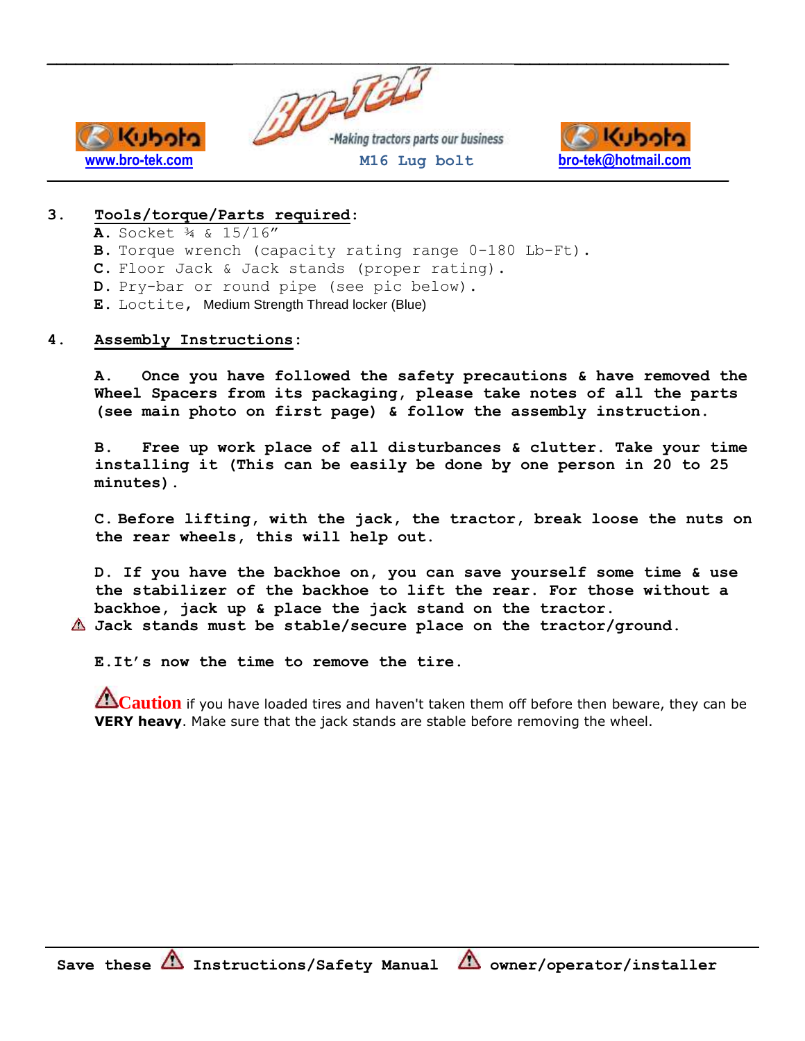3. **Tools/torque/Parts required**:

   **A.** Socket ¾ & 15/16"
   **B.** Torque wrench (capacity rating range 0-180 Lb-Ft).
   **C.** Floor Jack & Jack stands (proper rating).
   **D.** Pry-bar or round pipe (see pic below).
   **E.** Loctite, Medium Strength Thread locker (Blue)

4. **Assembly Instructions**:

   **A. Once you have followed the safety precautions & have removed the Wheel Spacers from its packaging, please take notes of all the parts (see main photo on first page) & follow the assembly instruction.**

   **B. Free up work place of all disturbances & clutter. Take your time installing it (This can be easily be done by one person in 20 to 25 minutes).**

   **C. Before lifting, with the jack, the tractor, break loose the nuts on the rear wheels, this will help out.**

   **D. If you have the backhoe on, you can save yourself some time & use the stabilizer of the backhoe to lift the rear. For those without a backhoe, jack up & place the jack stand on the tractor.**
   ⚠ **Jack stands must be stable/secure place on the tractor/ground.**

   **E. It's now the time to remove the tire.**

   ⚠**Caution** if you have loaded tires and haven't taken them off before then beware, they can be **VERY heavy**. Make sure that the jack stands are stable before removing the wheel.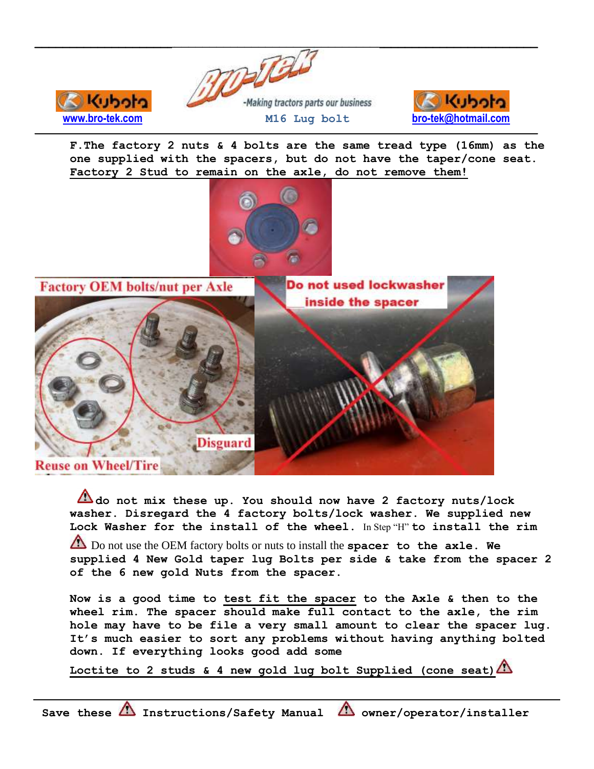F. The factory 2 nuts & 4 bolts are the same tread type (16mm) as the one supplied with the spacers, but do not have the taper/cone seat. **Factory 2 Stud to remain on the axle, do not remove them!**

Factory OEM bolts/nut per Axle

Reuse on Wheel/Tire

Disguard

Do not used lockwasher inside the spacer

⚠ do not mix these up. You should now have 2 factory nuts/lock washer. Disregard the 4 factory bolts/lock washer. We supplied new Lock Washer for the install of the wheel. In Step "H" to install the rim

⚠ Do not use the OEM factory bolts or nuts to install the spacer to the axle. We supplied 4 New Gold taper lug Bolts per side & take from the spacer 2 of the 6 new gold Nuts from the spacer.

Now is a good time to test fit the spacer to the Axle & then to the wheel rim. The spacer should make full contact to the axle, the rim hole may have to be file a very small amount to clear the spacer lug. It's much easier to sort any problems without having anything bolted down. If everything looks good add some

Loctite to 2 studs & 4 new gold lug bolt Supplied (cone seat) ⚠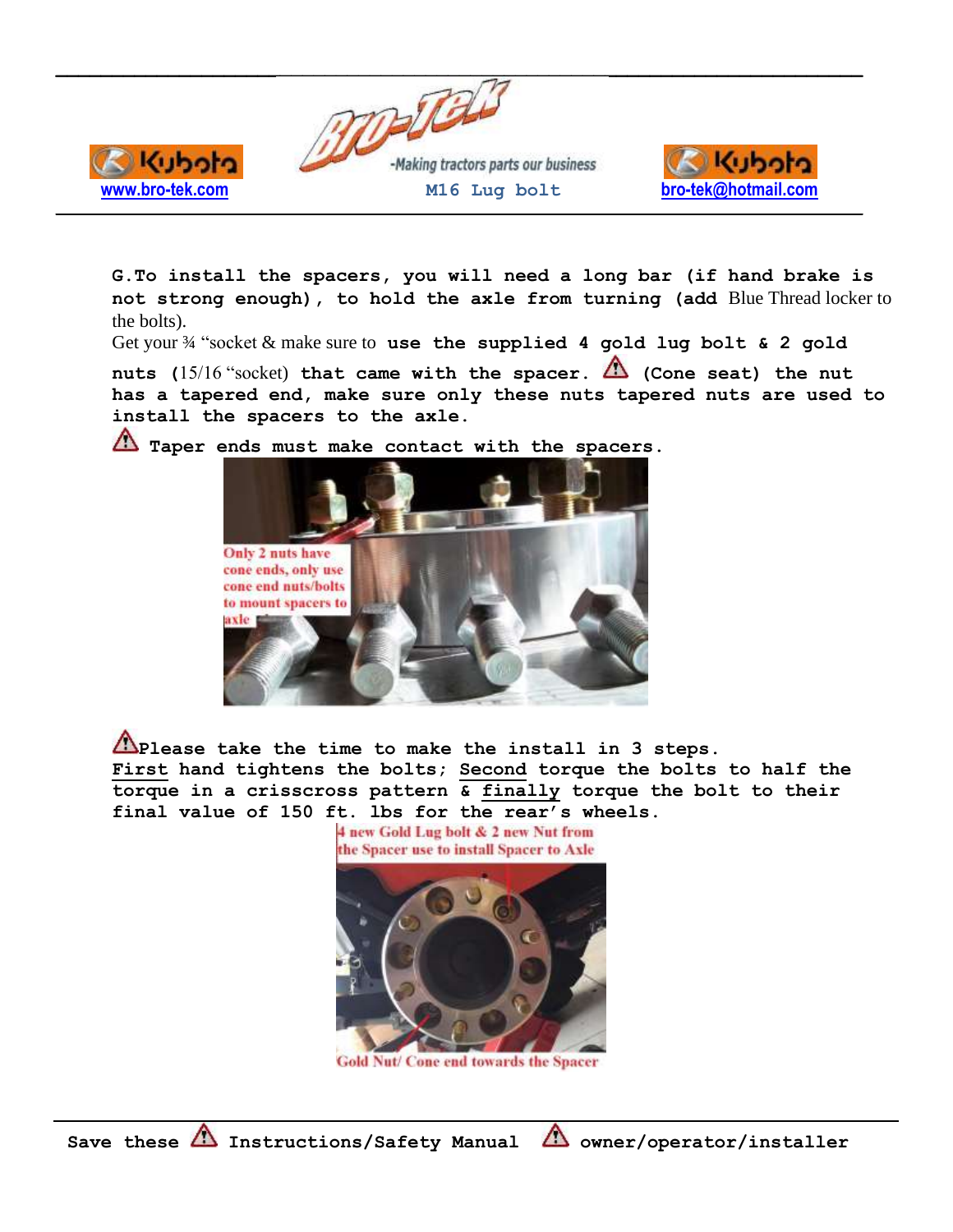**G.To install the spacers, you will need a long bar (if hand brake is not strong enough), to hold the axle from turning (add** Blue Thread locker to the bolts).

Get your ¾ "socket & make sure to **use the supplied 4 gold lug bolt & 2 gold nuts (**15/16 "socket) **that came with the spacer. ⚠ (Cone seat) the nut has a tapered end, make sure only these nuts tapered nuts are used to install the spacers to the axle.**

⚠ **Taper ends must make contact with the spacers.**

Only 2 nuts have cone ends, only use cone end nuts/bolts to mount spacers to axle

⚠**Please take the time to make the install in 3 steps.**
**First hand tightens the bolts; Second torque the bolts to half the torque in a crisscross pattern & finally torque the bolt to their final value of 150 ft. lbs for the rear's wheels.**

4 new Gold Lug bolt & 2 new Nut from the Spacer use to install Spacer to Axle

Gold Nut/ Cone end towards the Spacer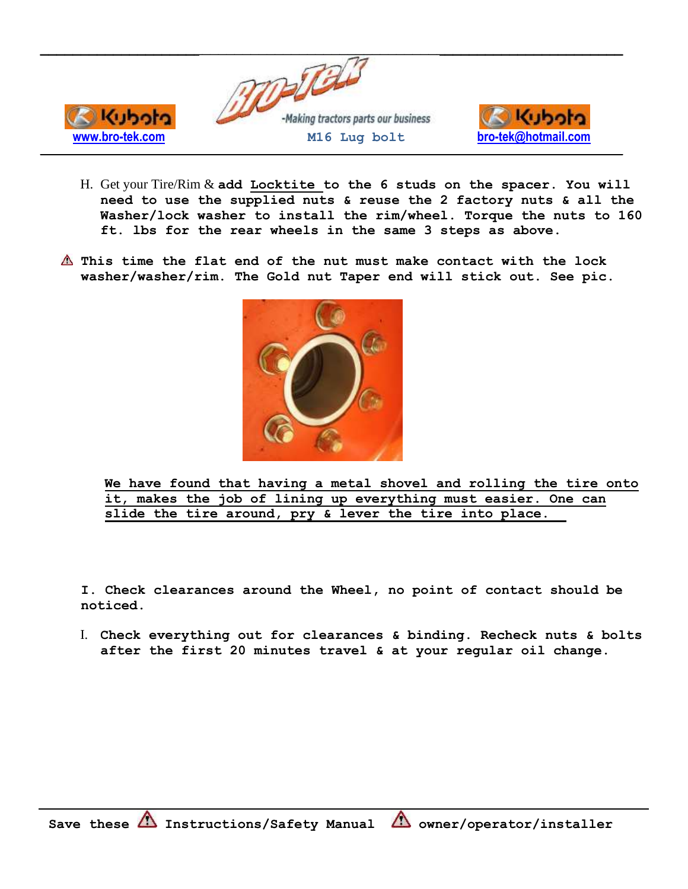H. Get your Tire/Rim & **add Locktite to the 6 studs on the spacer. You will need to use the supplied nuts & reuse the 2 factory nuts & all the Washer/lock washer to install the rim/wheel. Torque the nuts to 160 ft. lbs for the rear wheels in the same 3 steps as above.**

⚠ **This time the flat end of the nut must make contact with the lock washer/washer/rim. The Gold nut Taper end will stick out. See pic.**

**We have found that having a metal shovel and rolling the tire onto it, makes the job of lining up everything must easier. One can slide the tire around, pry & lever the tire into place.**

**I. Check clearances around the Wheel, no point of contact should be noticed.**

I. **Check everything out for clearances & binding. Recheck nuts & bolts after the first 20 minutes travel & at your regular oil change.**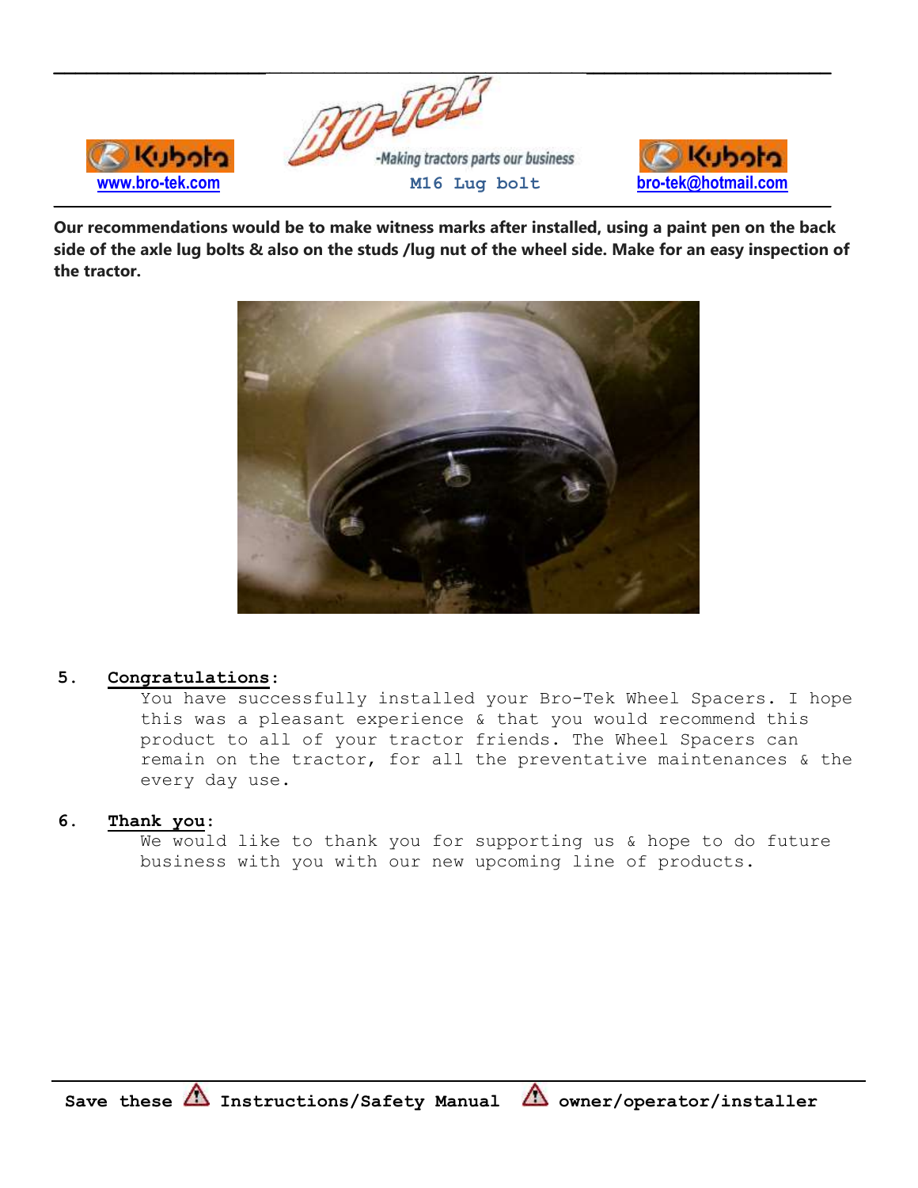**Our recommendations would be to make witness marks after installed, using a paint pen on the back side of the axle lug bolts & also on the studs /lug nut of the wheel side. Make for an easy inspection of the tractor.**

5. **Congratulations**:
   You have successfully installed your Bro-Tek Wheel Spacers. I hope this was a pleasant experience & that you would recommend this product to all of your tractor friends. The Wheel Spacers can remain on the tractor, for all the preventative maintenances & the every day use.

6. **Thank you**:
   We would like to thank you for supporting us & hope to do future business with you with our new upcoming line of products.